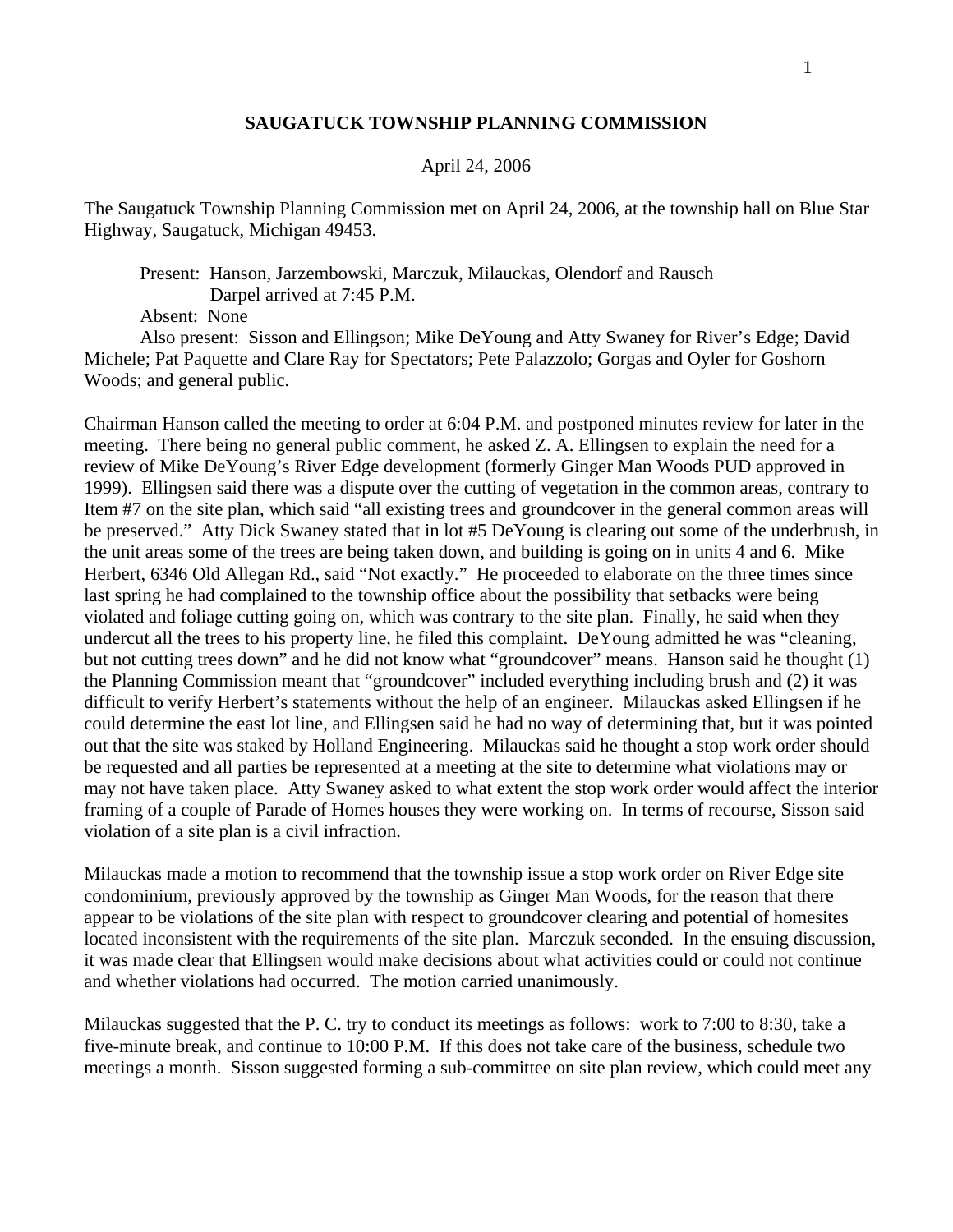# SAUGATUCK TOWNSHIP PLANNING COMMISSION

April 24, 2006

The Saugatuck Township Planning Commission met on April 24, 2006, at the township hall on Blue Star Highway, Saugatuck, Michigan 49453.

Present: Hanson, Jarzembowski, Marczuk, Milauckas, Olendorf and Rausch
Darpel arrived at 7:45 P.M.

Absent: None

Also present: Sisson and Ellingson; Mike DeYoung and Atty Swaney for River's Edge; David Michele; Pat Paquette and Clare Ray for Spectators; Pete Palazzolo; Gorgas and Oyler for Goshorn Woods; and general public.

Chairman Hanson called the meeting to order at 6:04 P.M. and postponed minutes review for later in the meeting. There being no general public comment, he asked Z. A. Ellingsen to explain the need for a review of Mike DeYoung's River Edge development (formerly Ginger Man Woods PUD approved in 1999). Ellingsen said there was a dispute over the cutting of vegetation in the common areas, contrary to Item #7 on the site plan, which said "all existing trees and groundcover in the general common areas will be preserved." Atty Dick Swaney stated that in lot #5 DeYoung is clearing out some of the underbrush, in the unit areas some of the trees are being taken down, and building is going on in units 4 and 6. Mike Herbert, 6346 Old Allegan Rd., said "Not exactly." He proceeded to elaborate on the three times since last spring he had complained to the township office about the possibility that setbacks were being violated and foliage cutting going on, which was contrary to the site plan. Finally, he said when they undercut all the trees to his property line, he filed this complaint. DeYoung admitted he was "cleaning, but not cutting trees down" and he did not know what "groundcover" means. Hanson said he thought (1) the Planning Commission meant that "groundcover" included everything including brush and (2) it was difficult to verify Herbert's statements without the help of an engineer. Milauckas asked Ellingsen if he could determine the east lot line, and Ellingsen said he had no way of determining that, but it was pointed out that the site was staked by Holland Engineering. Milauckas said he thought a stop work order should be requested and all parties be represented at a meeting at the site to determine what violations may or may not have taken place. Atty Swaney asked to what extent the stop work order would affect the interior framing of a couple of Parade of Homes houses they were working on. In terms of recourse, Sisson said violation of a site plan is a civil infraction.

Milauckas made a motion to recommend that the township issue a stop work order on River Edge site condominium, previously approved by the township as Ginger Man Woods, for the reason that there appear to be violations of the site plan with respect to groundcover clearing and potential of homesites located inconsistent with the requirements of the site plan. Marczuk seconded. In the ensuing discussion, it was made clear that Ellingsen would make decisions about what activities could or could not continue and whether violations had occurred. The motion carried unanimously.

Milauckas suggested that the P. C. try to conduct its meetings as follows: work to 7:00 to 8:30, take a five-minute break, and continue to 10:00 P.M. If this does not take care of the business, schedule two meetings a month. Sisson suggested forming a sub-committee on site plan review, which could meet any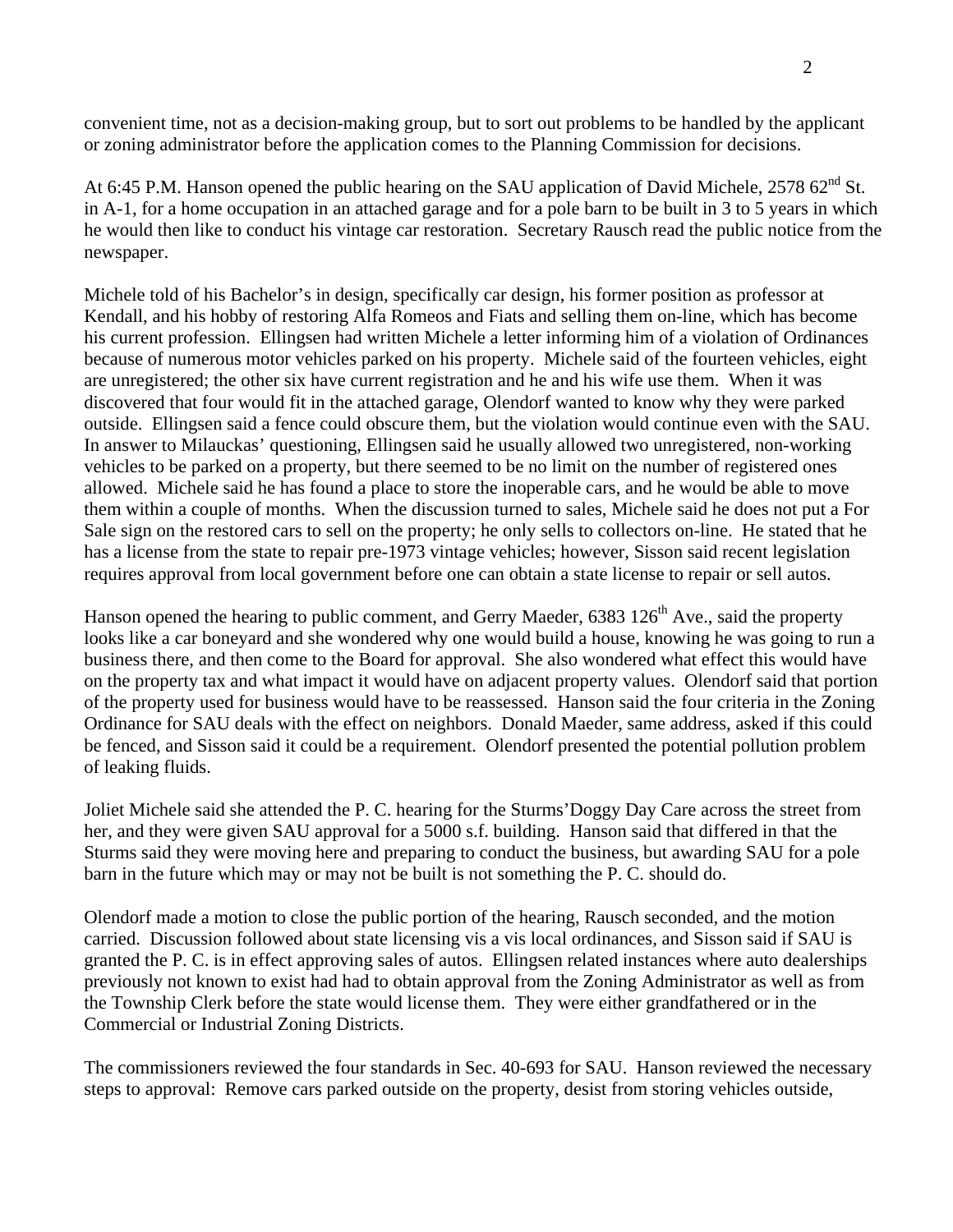convenient time, not as a decision-making group, but to sort out problems to be handled by the applicant or zoning administrator before the application comes to the Planning Commission for decisions.

At 6:45 P.M. Hanson opened the public hearing on the SAU application of David Michele, 2578 62nd St. in A-1, for a home occupation in an attached garage and for a pole barn to be built in 3 to 5 years in which he would then like to conduct his vintage car restoration. Secretary Rausch read the public notice from the newspaper.

Michele told of his Bachelor's in design, specifically car design, his former position as professor at Kendall, and his hobby of restoring Alfa Romeos and Fiats and selling them on-line, which has become his current profession. Ellingsen had written Michele a letter informing him of a violation of Ordinances because of numerous motor vehicles parked on his property. Michele said of the fourteen vehicles, eight are unregistered; the other six have current registration and he and his wife use them. When it was discovered that four would fit in the attached garage, Olendorf wanted to know why they were parked outside. Ellingsen said a fence could obscure them, but the violation would continue even with the SAU. In answer to Milauckas' questioning, Ellingsen said he usually allowed two unregistered, non-working vehicles to be parked on a property, but there seemed to be no limit on the number of registered ones allowed. Michele said he has found a place to store the inoperable cars, and he would be able to move them within a couple of months. When the discussion turned to sales, Michele said he does not put a For Sale sign on the restored cars to sell on the property; he only sells to collectors on-line. He stated that he has a license from the state to repair pre-1973 vintage vehicles; however, Sisson said recent legislation requires approval from local government before one can obtain a state license to repair or sell autos.

Hanson opened the hearing to public comment, and Gerry Maeder, 6383 126th Ave., said the property looks like a car boneyard and she wondered why one would build a house, knowing he was going to run a business there, and then come to the Board for approval. She also wondered what effect this would have on the property tax and what impact it would have on adjacent property values. Olendorf said that portion of the property used for business would have to be reassessed. Hanson said the four criteria in the Zoning Ordinance for SAU deals with the effect on neighbors. Donald Maeder, same address, asked if this could be fenced, and Sisson said it could be a requirement. Olendorf presented the potential pollution problem of leaking fluids.

Joliet Michele said she attended the P. C. hearing for the Sturms' Doggy Day Care across the street from her, and they were given SAU approval for a 5000 s.f. building. Hanson said that differed in that the Sturms said they were moving here and preparing to conduct the business, but awarding SAU for a pole barn in the future which may or may not be built is not something the P. C. should do.

Olendorf made a motion to close the public portion of the hearing, Rausch seconded, and the motion carried. Discussion followed about state licensing vis a vis local ordinances, and Sisson said if SAU is granted the P. C. is in effect approving sales of autos. Ellingsen related instances where auto dealerships previously not known to exist had had to obtain approval from the Zoning Administrator as well as from the Township Clerk before the state would license them. They were either grandfathered or in the Commercial or Industrial Zoning Districts.

The commissioners reviewed the four standards in Sec. 40-693 for SAU. Hanson reviewed the necessary steps to approval: Remove cars parked outside on the property, desist from storing vehicles outside,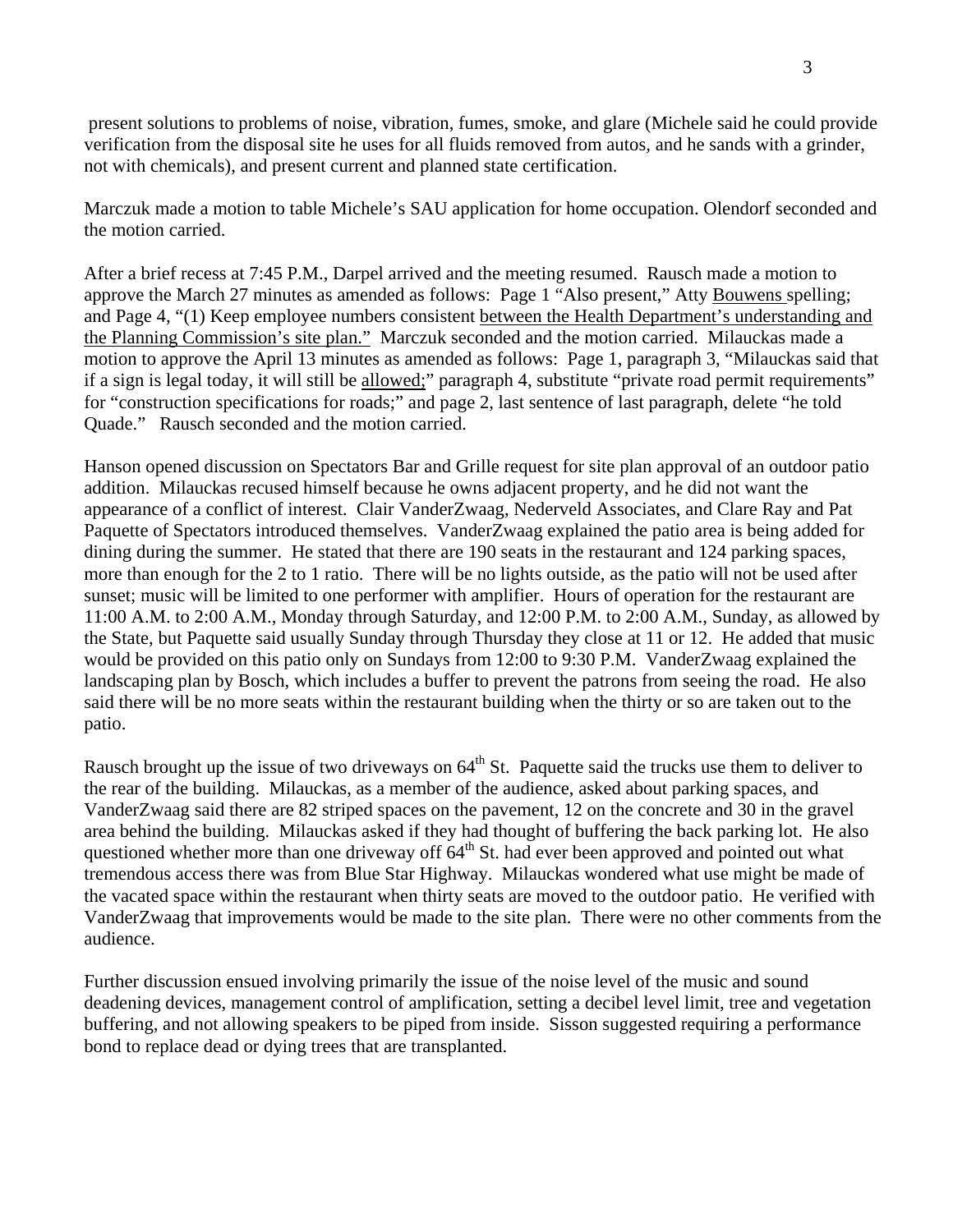present solutions to problems of noise, vibration, fumes, smoke, and glare (Michele said he could provide verification from the disposal site he uses for all fluids removed from autos, and he sands with a grinder, not with chemicals), and present current and planned state certification.

Marczuk made a motion to table Michele's SAU application for home occupation. Olendorf seconded and the motion carried.

After a brief recess at 7:45 P.M., Darpel arrived and the meeting resumed. Rausch made a motion to approve the March 27 minutes as amended as follows: Page 1 "Also present," Atty Bouwens spelling; and Page 4, "(1) Keep employee numbers consistent between the Health Department's understanding and the Planning Commission's site plan." Marczuk seconded and the motion carried. Milauckas made a motion to approve the April 13 minutes as amended as follows: Page 1, paragraph 3, "Milauckas said that if a sign is legal today, it will still be allowed;" paragraph 4, substitute "private road permit requirements" for "construction specifications for roads;" and page 2, last sentence of last paragraph, delete "he told Quade." Rausch seconded and the motion carried.

Hanson opened discussion on Spectators Bar and Grille request for site plan approval of an outdoor patio addition. Milauckas recused himself because he owns adjacent property, and he did not want the appearance of a conflict of interest. Clair VanderZwaag, Nederveld Associates, and Clare Ray and Pat Paquette of Spectators introduced themselves. VanderZwaag explained the patio area is being added for dining during the summer. He stated that there are 190 seats in the restaurant and 124 parking spaces, more than enough for the 2 to 1 ratio. There will be no lights outside, as the patio will not be used after sunset; music will be limited to one performer with amplifier. Hours of operation for the restaurant are 11:00 A.M. to 2:00 A.M., Monday through Saturday, and 12:00 P.M. to 2:00 A.M., Sunday, as allowed by the State, but Paquette said usually Sunday through Thursday they close at 11 or 12. He added that music would be provided on this patio only on Sundays from 12:00 to 9:30 P.M. VanderZwaag explained the landscaping plan by Bosch, which includes a buffer to prevent the patrons from seeing the road. He also said there will be no more seats within the restaurant building when the thirty or so are taken out to the patio.

Rausch brought up the issue of two driveways on 64th St. Paquette said the trucks use them to deliver to the rear of the building. Milauckas, as a member of the audience, asked about parking spaces, and VanderZwaag said there are 82 striped spaces on the pavement, 12 on the concrete and 30 in the gravel area behind the building. Milauckas asked if they had thought of buffering the back parking lot. He also questioned whether more than one driveway off 64th St. had ever been approved and pointed out what tremendous access there was from Blue Star Highway. Milauckas wondered what use might be made of the vacated space within the restaurant when thirty seats are moved to the outdoor patio. He verified with VanderZwaag that improvements would be made to the site plan. There were no other comments from the audience.

Further discussion ensued involving primarily the issue of the noise level of the music and sound deadening devices, management control of amplification, setting a decibel level limit, tree and vegetation buffering, and not allowing speakers to be piped from inside. Sisson suggested requiring a performance bond to replace dead or dying trees that are transplanted.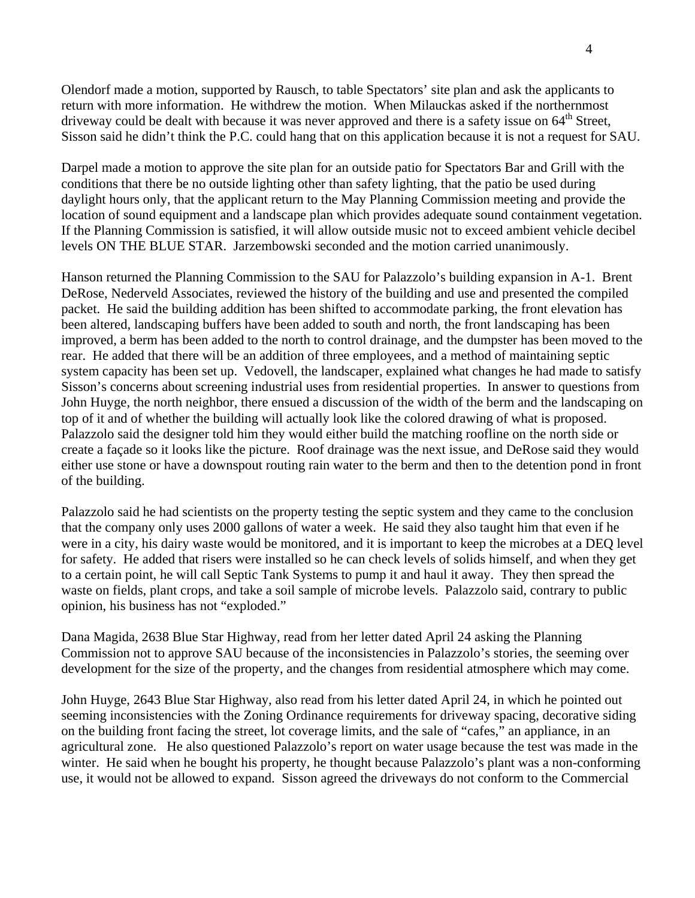Olendorf made a motion, supported by Rausch, to table Spectators' site plan and ask the applicants to return with more information. He withdrew the motion. When Milauckas asked if the northernmost driveway could be dealt with because it was never approved and there is a safety issue on 64th Street, Sisson said he didn't think the P.C. could hang that on this application because it is not a request for SAU.

Darpel made a motion to approve the site plan for an outside patio for Spectators Bar and Grill with the conditions that there be no outside lighting other than safety lighting, that the patio be used during daylight hours only, that the applicant return to the May Planning Commission meeting and provide the location of sound equipment and a landscape plan which provides adequate sound containment vegetation. If the Planning Commission is satisfied, it will allow outside music not to exceed ambient vehicle decibel levels ON THE BLUE STAR. Jarzembowski seconded and the motion carried unanimously.

Hanson returned the Planning Commission to the SAU for Palazzolo's building expansion in A-1. Brent DeRose, Nederveld Associates, reviewed the history of the building and use and presented the compiled packet. He said the building addition has been shifted to accommodate parking, the front elevation has been altered, landscaping buffers have been added to south and north, the front landscaping has been improved, a berm has been added to the north to control drainage, and the dumpster has been moved to the rear. He added that there will be an addition of three employees, and a method of maintaining septic system capacity has been set up. Vedovell, the landscaper, explained what changes he had made to satisfy Sisson's concerns about screening industrial uses from residential properties. In answer to questions from John Huyge, the north neighbor, there ensued a discussion of the width of the berm and the landscaping on top of it and of whether the building will actually look like the colored drawing of what is proposed. Palazzolo said the designer told him they would either build the matching roofline on the north side or create a façade so it looks like the picture. Roof drainage was the next issue, and DeRose said they would either use stone or have a downspout routing rain water to the berm and then to the detention pond in front of the building.

Palazzolo said he had scientists on the property testing the septic system and they came to the conclusion that the company only uses 2000 gallons of water a week. He said they also taught him that even if he were in a city, his dairy waste would be monitored, and it is important to keep the microbes at a DEQ level for safety. He added that risers were installed so he can check levels of solids himself, and when they get to a certain point, he will call Septic Tank Systems to pump it and haul it away. They then spread the waste on fields, plant crops, and take a soil sample of microbe levels. Palazzolo said, contrary to public opinion, his business has not "exploded."

Dana Magida, 2638 Blue Star Highway, read from her letter dated April 24 asking the Planning Commission not to approve SAU because of the inconsistencies in Palazzolo's stories, the seeming over development for the size of the property, and the changes from residential atmosphere which may come.

John Huyge, 2643 Blue Star Highway, also read from his letter dated April 24, in which he pointed out seeming inconsistencies with the Zoning Ordinance requirements for driveway spacing, decorative siding on the building front facing the street, lot coverage limits, and the sale of "cafes," an appliance, in an agricultural zone. He also questioned Palazzolo's report on water usage because the test was made in the winter. He said when he bought his property, he thought because Palazzolo's plant was a non-conforming use, it would not be allowed to expand. Sisson agreed the driveways do not conform to the Commercial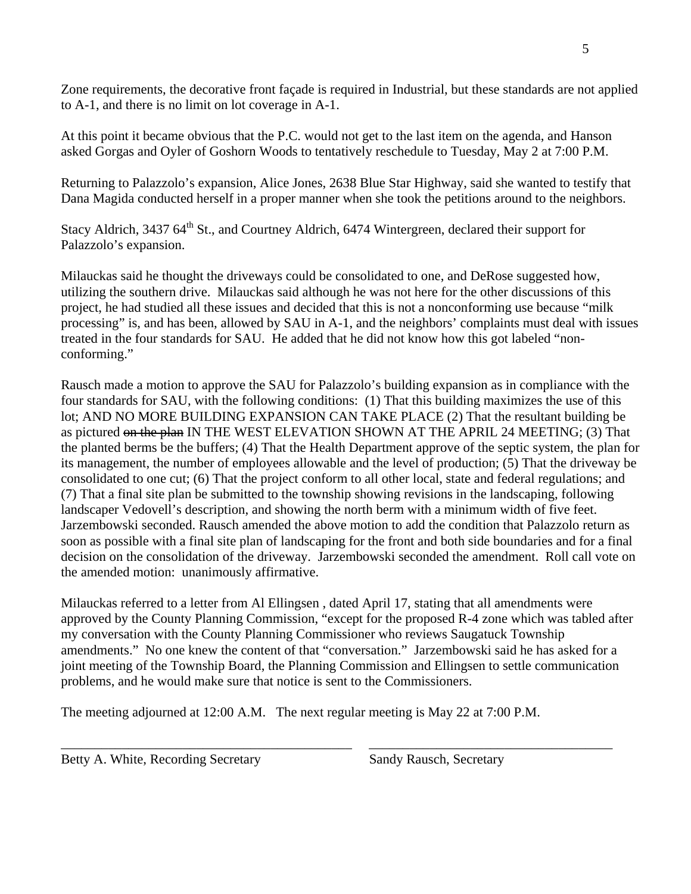Zone requirements, the decorative front façade is required in Industrial, but these standards are not applied to A-1, and there is no limit on lot coverage in A-1.

At this point it became obvious that the P.C. would not get to the last item on the agenda, and Hanson asked Gorgas and Oyler of Goshorn Woods to tentatively reschedule to Tuesday, May 2 at 7:00 P.M.

Returning to Palazzolo's expansion, Alice Jones, 2638 Blue Star Highway, said she wanted to testify that Dana Magida conducted herself in a proper manner when she took the petitions around to the neighbors.

Stacy Aldrich, 3437 64th St., and Courtney Aldrich, 6474 Wintergreen, declared their support for Palazzolo's expansion.

Milauckas said he thought the driveways could be consolidated to one, and DeRose suggested how, utilizing the southern drive. Milauckas said although he was not here for the other discussions of this project, he had studied all these issues and decided that this is not a nonconforming use because "milk processing" is, and has been, allowed by SAU in A-1, and the neighbors' complaints must deal with issues treated in the four standards for SAU. He added that he did not know how this got labeled "non-conforming."

Rausch made a motion to approve the SAU for Palazzolo's building expansion as in compliance with the four standards for SAU, with the following conditions: (1) That this building maximizes the use of this lot; AND NO MORE BUILDING EXPANSION CAN TAKE PLACE (2) That the resultant building be as pictured ~~on the plan~~ IN THE WEST ELEVATION SHOWN AT THE APRIL 24 MEETING; (3) That the planted berms be the buffers; (4) That the Health Department approve of the septic system, the plan for its management, the number of employees allowable and the level of production; (5) That the driveway be consolidated to one cut; (6) That the project conform to all other local, state and federal regulations; and (7) That a final site plan be submitted to the township showing revisions in the landscaping, following landscaper Vedovell's description, and showing the north berm with a minimum width of five feet. Jarzembowski seconded. Rausch amended the above motion to add the condition that Palazzolo return as soon as possible with a final site plan of landscaping for the front and both side boundaries and for a final decision on the consolidation of the driveway. Jarzembowski seconded the amendment. Roll call vote on the amended motion: unanimously affirmative.

Milauckas referred to a letter from Al Ellingsen , dated April 17, stating that all amendments were approved by the County Planning Commission, "except for the proposed R-4 zone which was tabled after my conversation with the County Planning Commissioner who reviews Saugatuck Township amendments." No one knew the content of that "conversation." Jarzembowski said he has asked for a joint meeting of the Township Board, the Planning Commission and Ellingsen to settle communication problems, and he would make sure that notice is sent to the Commissioners.

The meeting adjourned at 12:00 A.M. The next regular meeting is May 22 at 7:00 P.M.

\_\_\_\_\_\_\_\_\_\_\_\_\_\_\_\_\_\_\_\_\_\_\_\_\_\_\_\_\_\_\_\_\_\_\_\_ \_\_\_\_\_\_\_\_\_\_\_\_\_\_\_\_\_\_\_\_\_\_\_\_\_\_\_\_\_\_\_\_\_\_\_\_

Betty A. White, Recording Secretary Sandy Rausch, Secretary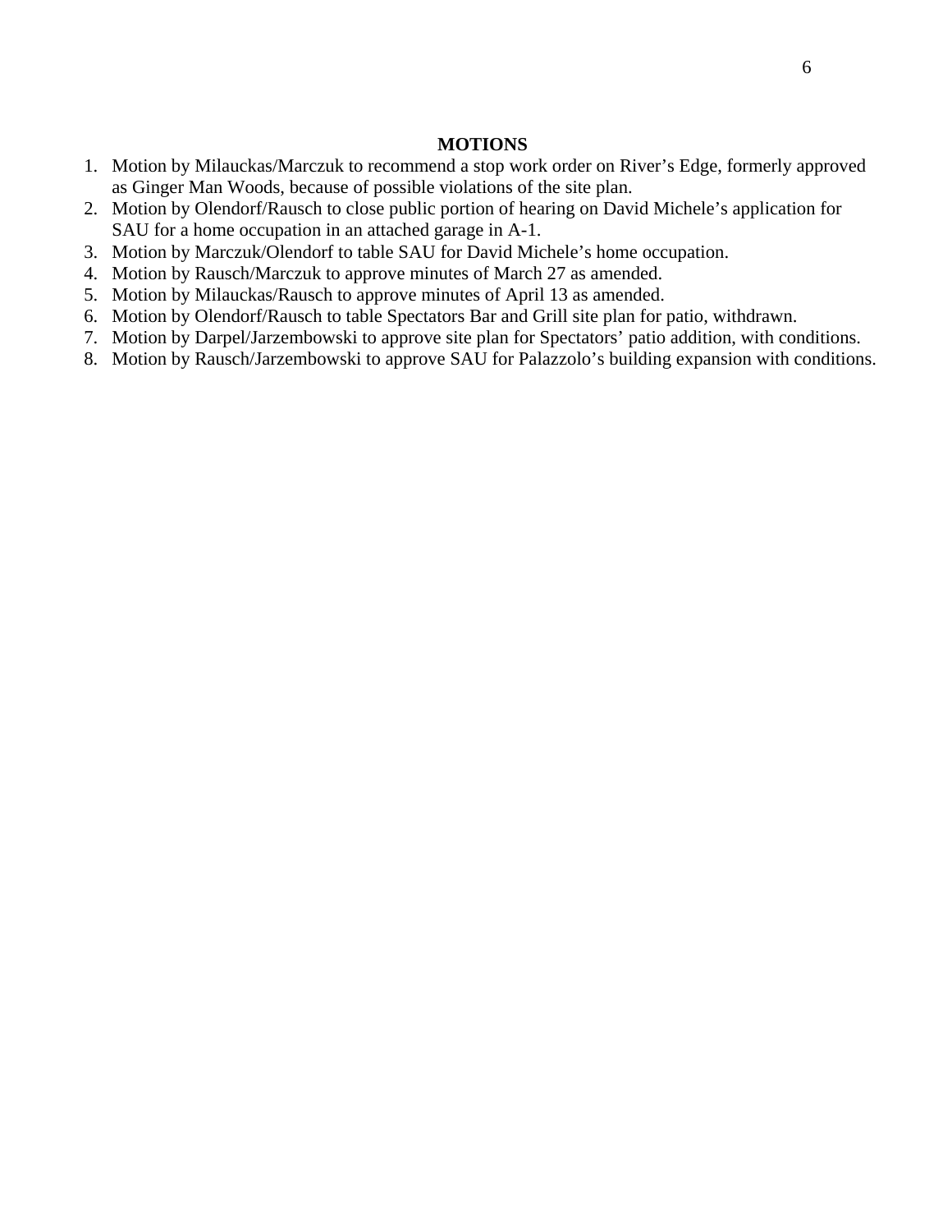**MOTIONS**

1. Motion by Milauckas/Marczuk to recommend a stop work order on River's Edge, formerly approved as Ginger Man Woods, because of possible violations of the site plan.
2. Motion by Olendorf/Rausch to close public portion of hearing on David Michele's application for SAU for a home occupation in an attached garage in A-1.
3. Motion by Marczuk/Olendorf to table SAU for David Michele's home occupation.
4. Motion by Rausch/Marczuk to approve minutes of March 27 as amended.
5. Motion by Milauckas/Rausch to approve minutes of April 13 as amended.
6. Motion by Olendorf/Rausch to table Spectators Bar and Grill site plan for patio, withdrawn.
7. Motion by Darpel/Jarzembowski to approve site plan for Spectators' patio addition, with conditions.
8. Motion by Rausch/Jarzembowski to approve SAU for Palazzolo's building expansion with conditions.